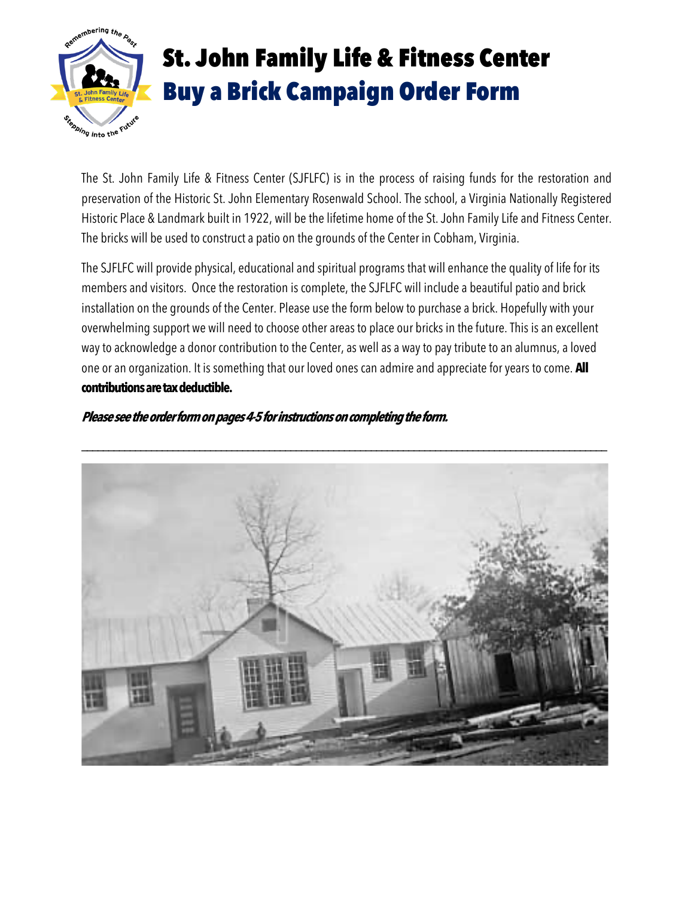# St. John Family Life & Fitness Center

## Buy a Brick Campaign Order Form

The St. John Family Life & Fitness Center (SJFLFC) is in the process of raising funds for the restoration and preservation of the Historic St. John Elementary Rosenwald School. The school, a Virginia Nationally Registered Historic Place & Landmark built in 1922, will be the lifetime home of the St. John Family Life and Fitness Center. The bricks will be used to construct a patio on the grounds of the Center in Cobham, Virginia.

The SJFLFC will provide physical, educational and spiritual programs that will enhance the quality of life for its members and visitors. Once the restoration is complete, the SJFLFC will include a beautiful patio and brick installation on the grounds of the Center. Please use the form below to purchase a brick. Hopefully with your overwhelming support we will need to choose other areas to place our bricks in the future. This is an excellent way to acknowledge a donor contribution to the Center, as well as a way to pay tribute to an alumnus, a loved one or an organization. It is something that our loved ones can admire and appreciate for years to come. **All contributions are tax deductible.**

***Please see the order form on pages 4-5 for instructions on completing the form.***

---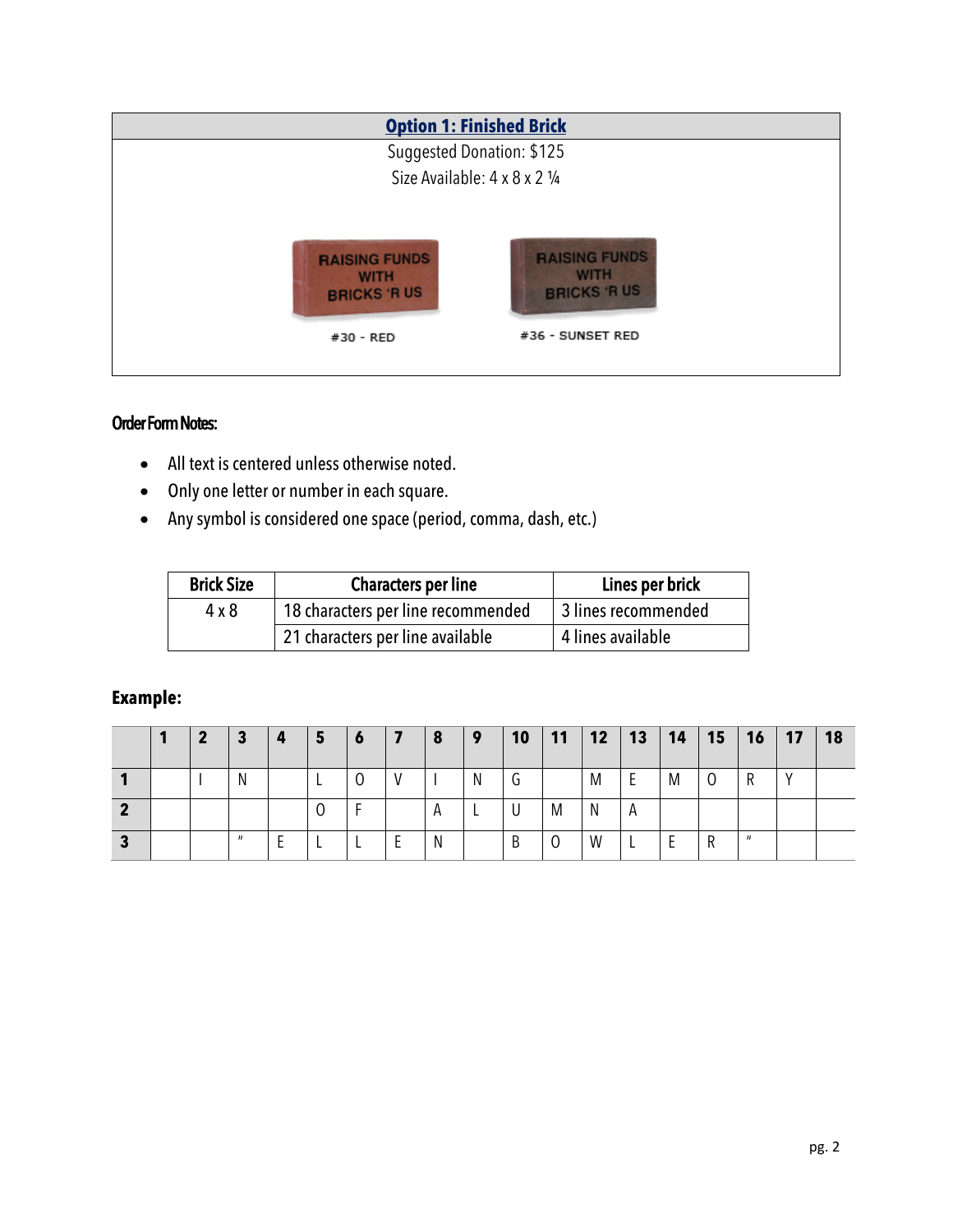## Option 1: Finished Brick

Suggested Donation: $125

Size Available: 4 x 8 x 2 ¼

#30 - RED

#36 - SUNSET RED

### Order Form Notes:

- All text is centered unless otherwise noted.
- Only one letter or number in each square.
- Any symbol is considered one space (period, comma, dash, etc.)

| Brick Size | Characters per line | Lines per brick |
|---|---|---|
| 4 x 8 | 18 characters per line recommended | 3 lines recommended |
| | 21 characters per line available | 4 lines available |

### Example:

| | 1 | 2 | 3 | 4 | 5 | 6 | 7 | 8 | 9 | 10 | 11 | 12 | 13 | 14 | 15 | 16 | 17 | 18 |
|---|---|---|---|---|---|---|---|---|---|---|---|---|---|---|---|---|---|---|
| 1 | | I | N | | L | O | V | I | N | G | | M | E | M | O | R | Y | |
| 2 | | | | | O | F | | A | L | U | M | N | A | | | | | |
| 3 | | | " | E | L | L | E | N | | B | O | W | L | E | R | " | | |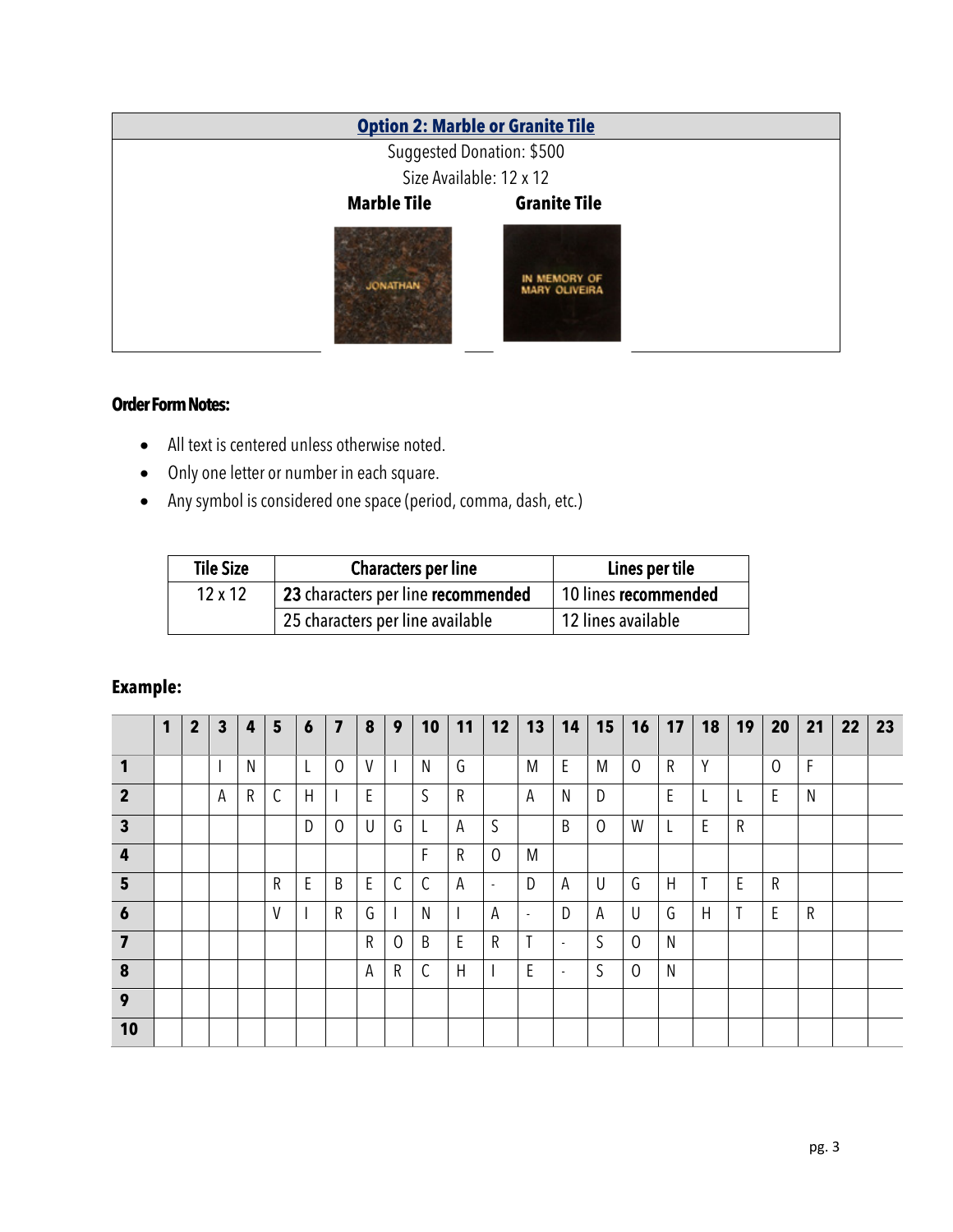## Option 2: Marble or Granite Tile

Suggested Donation: $500

Size Available: 12 x 12

**Marble Tile** **Granite Tile**

### Order Form Notes:

- All text is centered unless otherwise noted.
- Only one letter or number in each square.
- Any symbol is considered one space (period, comma, dash, etc.)

| Tile Size | Characters per line | Lines per tile |
|---|---|---|
| 12 x 12 | **23** characters per line **recommended** | 10 lines **recommended** |
| | 25 characters per line available | 12 lines available |

**Example:**

| | 1 | 2 | 3 | 4 | 5 | 6 | 7 | 8 | 9 | 10 | 11 | 12 | 13 | 14 | 15 | 16 | 17 | 18 | 19 | 20 | 21 | 22 | 23 |
|---|---|---|---|---|---|---|---|---|---|---|---|---|---|---|---|---|---|---|---|---|---|---|---|
| **1** | | | I | N | | L | O | V | I | N | G | | M | E | M | O | R | Y | | O | F | | |
| **2** | | | A | R | C | H | I | E | | S | R | | A | N | D | | E | L | L | E | N | | |
| **3** | | | | | | D | O | U | G | L | A | S | | B | O | W | L | E | R | | | | |
| **4** | | | | | | | | | | F | R | O | M | | | | | | | | | | |
| **5** | | | | | R | E | B | E | C | C | A | - | D | A | U | G | H | T | E | R | | | |
| **6** | | | | | V | I | R | G | I | N | I | A | - | D | A | U | G | H | T | E | R | | |
| **7** | | | | | | | | R | O | B | E | R | T | - | S | O | N | | | | | | |
| **8** | | | | | | | | A | R | C | H | I | E | - | S | O | N | | | | | | |
| **9** | | | | | | | | | | | | | | | | | | | | | | | |
| **10** | | | | | | | | | | | | | | | | | | | | | | | |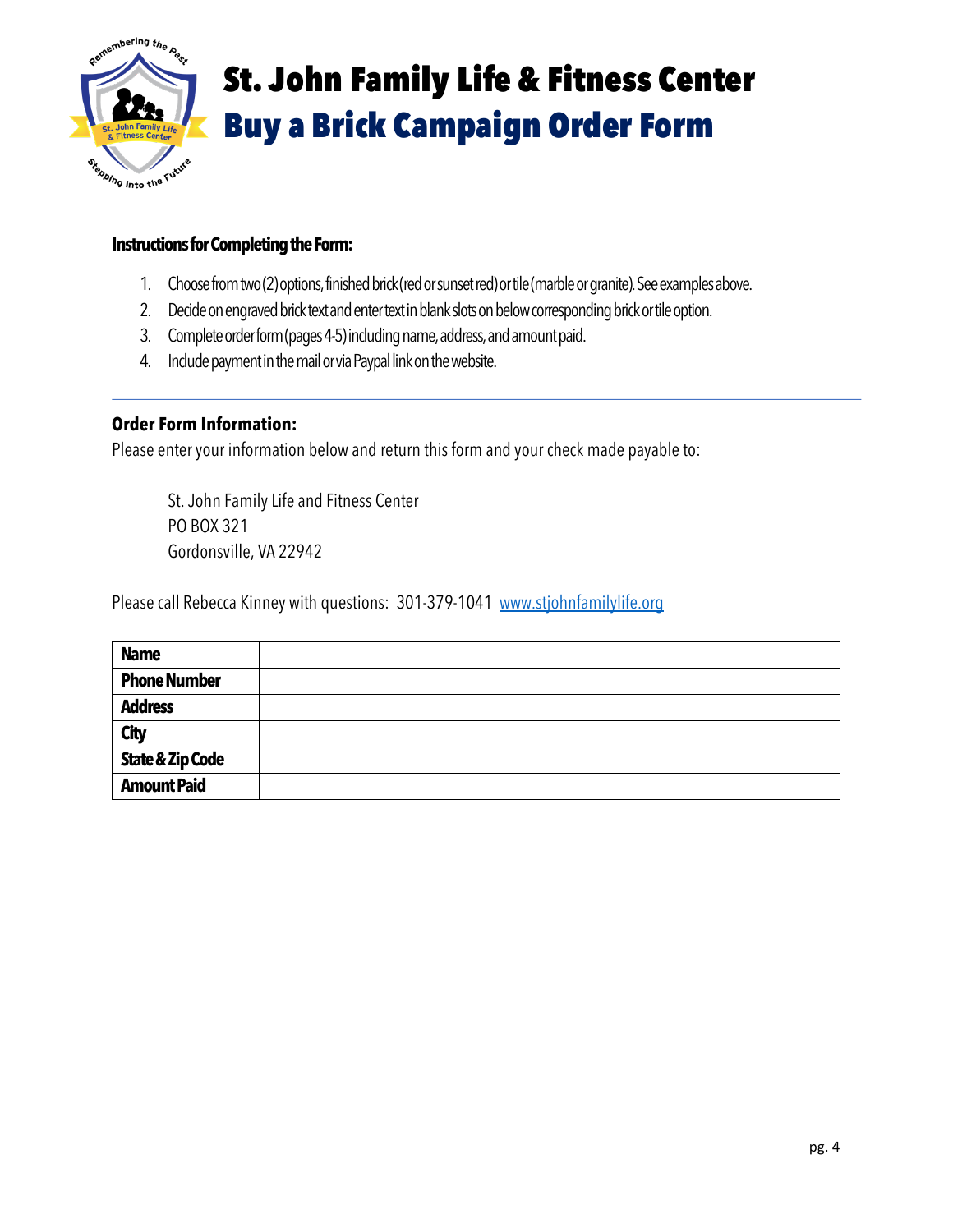# St. John Family Life & Fitness Center

## Buy a Brick Campaign Order Form

**Instructions for Completing the Form:**

1. Choose from two (2) options, finished brick (red or sunset red) or tile (marble or granite). See examples above.
2. Decide on engraved brick text and enter text in blank slots on below corresponding brick or tile option.
3. Complete order form (pages 4-5) including name, address, and amount paid.
4. Include payment in the mail or via Paypal link on the website.

---

**Order Form Information:**

Please enter your information below and return this form and your check made payable to:

St. John Family Life and Fitness Center
PO BOX 321
Gordonsville, VA 22942

Please call Rebecca Kinney with questions: 301-379-1041 www.stjohnfamilylife.org

| | |
|---|---|
| **Name** | |
| **Phone Number** | |
| **Address** | |
| **City** | |
| **State & Zip Code** | |
| **Amount Paid** | |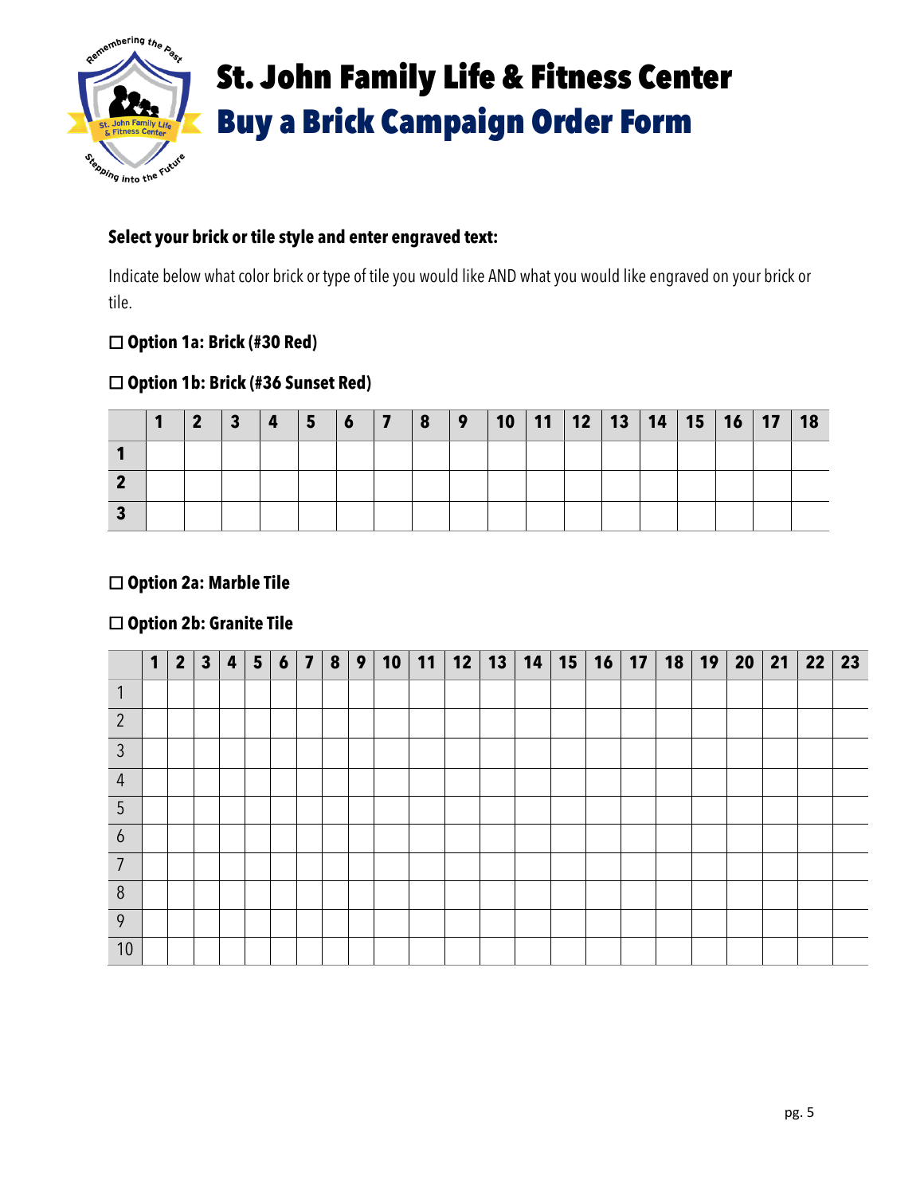# St. John Family Life & Fitness Center

## Buy a Brick Campaign Order Form

**Select your brick or tile style and enter engraved text:**

Indicate below what color brick or type of tile you would like AND what you would like engraved on your brick or tile.

☐ **Option 1a: Brick (#30 Red)**

☐ **Option 1b: Brick (#36 Sunset Red)**

| | 1 | 2 | 3 | 4 | 5 | 6 | 7 | 8 | 9 | 10 | 11 | 12 | 13 | 14 | 15 | 16 | 17 | 18 |
|---|---|---|---|---|---|---|---|---|---|---|---|---|---|---|---|---|---|---|
| 1 | | | | | | | | | | | | | | | | | | |
| 2 | | | | | | | | | | | | | | | | | | |
| 3 | | | | | | | | | | | | | | | | | | |

☐ **Option 2a: Marble Tile**

☐ **Option 2b: Granite Tile**

| | 1 | 2 | 3 | 4 | 5 | 6 | 7 | 8 | 9 | 10 | 11 | 12 | 13 | 14 | 15 | 16 | 17 | 18 | 19 | 20 | 21 | 22 | 23 |
|---|---|---|---|---|---|---|---|---|---|---|---|---|---|---|---|---|---|---|---|---|---|---|---|
| 1 | | | | | | | | | | | | | | | | | | | | | | | |
| 2 | | | | | | | | | | | | | | | | | | | | | | | |
| 3 | | | | | | | | | | | | | | | | | | | | | | | |
| 4 | | | | | | | | | | | | | | | | | | | | | | | |
| 5 | | | | | | | | | | | | | | | | | | | | | | | |
| 6 | | | | | | | | | | | | | | | | | | | | | | | |
| 7 | | | | | | | | | | | | | | | | | | | | | | | |
| 8 | | | | | | | | | | | | | | | | | | | | | | | |
| 9 | | | | | | | | | | | | | | | | | | | | | | | |
| 10 | | | | | | | | | | | | | | | | | | | | | | | |